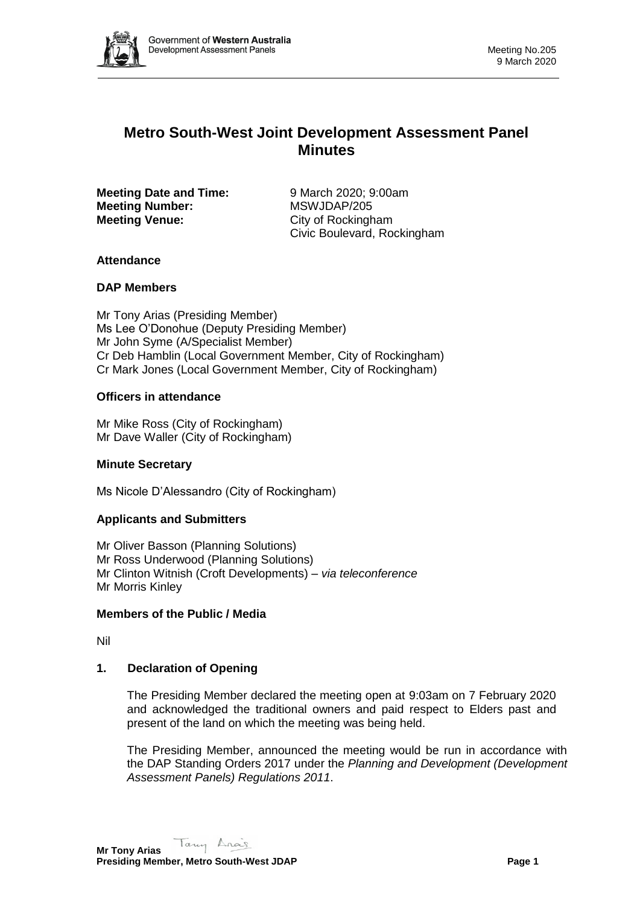# Metro South-West Joint Development Assessment Panel Minutes

**Meeting Date and Time:** 9 March 2020; 9:00am
**Meeting Number:** MSWJDAP/205
**Meeting Venue:** City of Rockingham
Civic Boulevard, Rockingham

## Attendance

### DAP Members

Mr Tony Arias (Presiding Member)
Ms Lee O'Donohue (Deputy Presiding Member)
Mr John Syme (A/Specialist Member)
Cr Deb Hamblin (Local Government Member, City of Rockingham)
Cr Mark Jones (Local Government Member, City of Rockingham)

### Officers in attendance

Mr Mike Ross (City of Rockingham)
Mr Dave Waller (City of Rockingham)

### Minute Secretary

Ms Nicole D'Alessandro (City of Rockingham)

### Applicants and Submitters

Mr Oliver Basson (Planning Solutions)
Mr Ross Underwood (Planning Solutions)
Mr Clinton Witnish (Croft Developments) – *via teleconference*
Mr Morris Kinley

### Members of the Public / Media

Nil

## 1. Declaration of Opening

The Presiding Member declared the meeting open at 9:03am on 7 February 2020 and acknowledged the traditional owners and paid respect to Elders past and present of the land on which the meeting was being held.

The Presiding Member, announced the meeting would be run in accordance with the DAP Standing Orders 2017 under the *Planning and Development (Development Assessment Panels) Regulations 2011*.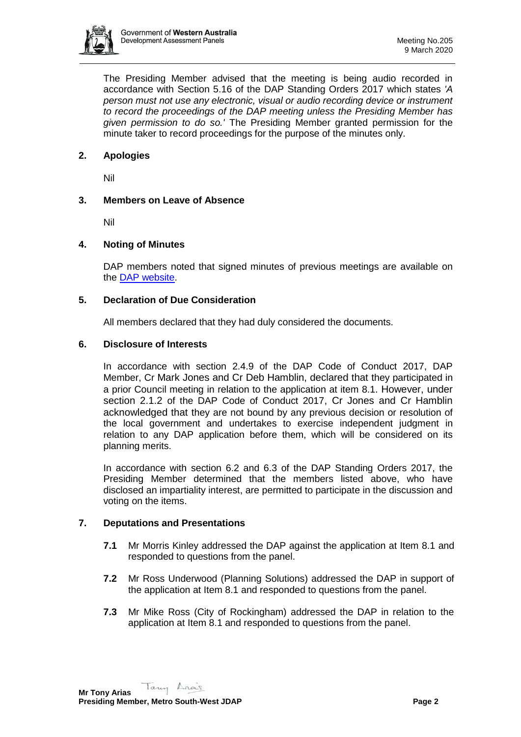The Presiding Member advised that the meeting is being audio recorded in accordance with Section 5.16 of the DAP Standing Orders 2017 which states *'A person must not use any electronic, visual or audio recording device or instrument to record the proceedings of the DAP meeting unless the Presiding Member has given permission to do so.'* The Presiding Member granted permission for the minute taker to record proceedings for the purpose of the minutes only.

## 2. Apologies

Nil

## 3. Members on Leave of Absence

Nil

## 4. Noting of Minutes

DAP members noted that signed minutes of previous meetings are available on the [DAP website](DAP website).

## 5. Declaration of Due Consideration

All members declared that they had duly considered the documents.

## 6. Disclosure of Interests

In accordance with section 2.4.9 of the DAP Code of Conduct 2017, DAP Member, Cr Mark Jones and Cr Deb Hamblin, declared that they participated in a prior Council meeting in relation to the application at item 8.1. However, under section 2.1.2 of the DAP Code of Conduct 2017, Cr Jones and Cr Hamblin acknowledged that they are not bound by any previous decision or resolution of the local government and undertakes to exercise independent judgment in relation to any DAP application before them, which will be considered on its planning merits.

In accordance with section 6.2 and 6.3 of the DAP Standing Orders 2017, the Presiding Member determined that the members listed above, who have disclosed an impartiality interest, are permitted to participate in the discussion and voting on the items.

## 7. Deputations and Presentations

**7.1** Mr Morris Kinley addressed the DAP against the application at Item 8.1 and responded to questions from the panel.

**7.2** Mr Ross Underwood (Planning Solutions) addressed the DAP in support of the application at Item 8.1 and responded to questions from the panel.

**7.3** Mr Mike Ross (City of Rockingham) addressed the DAP in relation to the application at Item 8.1 and responded to questions from the panel.

**Mr Tony Arias**
**Presiding Member, Metro South-West JDAP**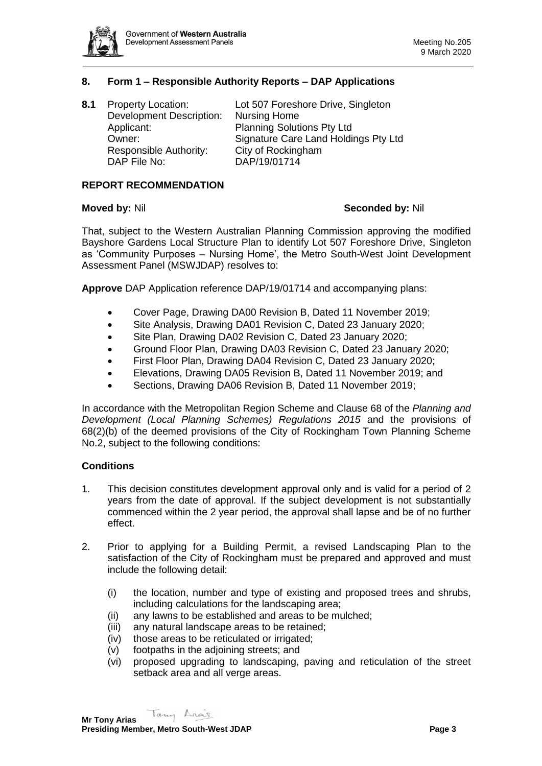## 8. Form 1 – Responsible Authority Reports – DAP Applications

**8.1** Property Location: Lot 507 Foreshore Drive, Singleton
Development Description: Nursing Home
Applicant: Planning Solutions Pty Ltd
Owner: Signature Care Land Holdings Pty Ltd
Responsible Authority: City of Rockingham
DAP File No: DAP/19/01714

### REPORT RECOMMENDATION

**Moved by:** Nil **Seconded by:** Nil

That, subject to the Western Australian Planning Commission approving the modified Bayshore Gardens Local Structure Plan to identify Lot 507 Foreshore Drive, Singleton as 'Community Purposes – Nursing Home', the Metro South-West Joint Development Assessment Panel (MSWJDAP) resolves to:

**Approve** DAP Application reference DAP/19/01714 and accompanying plans:

- Cover Page, Drawing DA00 Revision B, Dated 11 November 2019;
- Site Analysis, Drawing DA01 Revision C, Dated 23 January 2020;
- Site Plan, Drawing DA02 Revision C, Dated 23 January 2020;
- Ground Floor Plan, Drawing DA03 Revision C, Dated 23 January 2020;
- First Floor Plan, Drawing DA04 Revision C, Dated 23 January 2020;
- Elevations, Drawing DA05 Revision B, Dated 11 November 2019; and
- Sections, Drawing DA06 Revision B, Dated 11 November 2019;

In accordance with the Metropolitan Region Scheme and Clause 68 of the *Planning and Development (Local Planning Schemes) Regulations 2015* and the provisions of 68(2)(b) of the deemed provisions of the City of Rockingham Town Planning Scheme No.2, subject to the following conditions:

### Conditions

1. This decision constitutes development approval only and is valid for a period of 2 years from the date of approval. If the subject development is not substantially commenced within the 2 year period, the approval shall lapse and be of no further effect.

2. Prior to applying for a Building Permit, a revised Landscaping Plan to the satisfaction of the City of Rockingham must be prepared and approved and must include the following detail:

   (i) the location, number and type of existing and proposed trees and shrubs, including calculations for the landscaping area;
   (ii) any lawns to be established and areas to be mulched;
   (iii) any natural landscape areas to be retained;
   (iv) those areas to be reticulated or irrigated;
   (v) footpaths in the adjoining streets; and
   (vi) proposed upgrading to landscaping, paving and reticulation of the street setback area and all verge areas.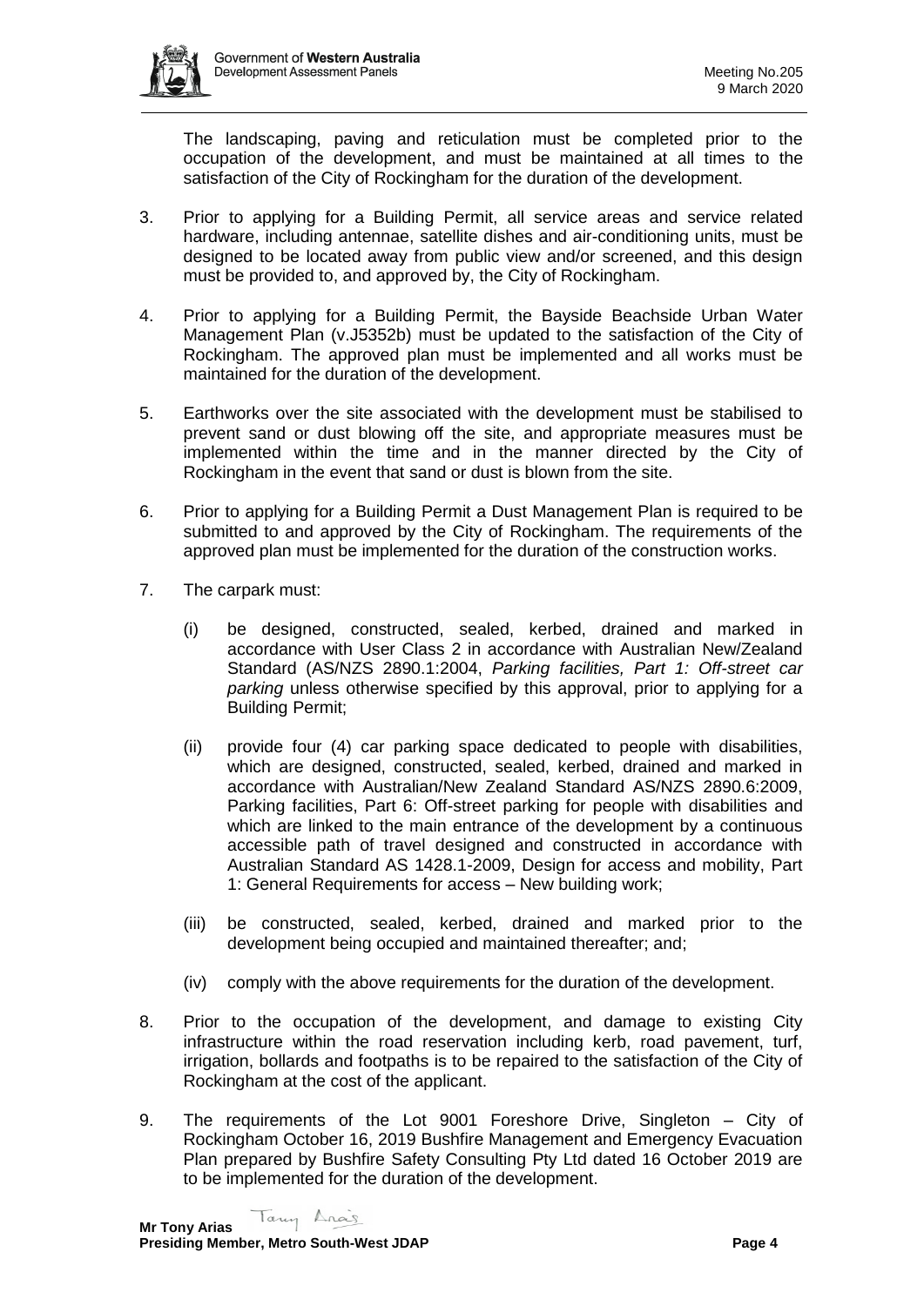The landscaping, paving and reticulation must be completed prior to the occupation of the development, and must be maintained at all times to the satisfaction of the City of Rockingham for the duration of the development.

3. Prior to applying for a Building Permit, all service areas and service related hardware, including antennae, satellite dishes and air-conditioning units, must be designed to be located away from public view and/or screened, and this design must be provided to, and approved by, the City of Rockingham.

4. Prior to applying for a Building Permit, the Bayside Beachside Urban Water Management Plan (v.J5352b) must be updated to the satisfaction of the City of Rockingham. The approved plan must be implemented and all works must be maintained for the duration of the development.

5. Earthworks over the site associated with the development must be stabilised to prevent sand or dust blowing off the site, and appropriate measures must be implemented within the time and in the manner directed by the City of Rockingham in the event that sand or dust is blown from the site.

6. Prior to applying for a Building Permit a Dust Management Plan is required to be submitted to and approved by the City of Rockingham. The requirements of the approved plan must be implemented for the duration of the construction works.

7. The carpark must:

   (i) be designed, constructed, sealed, kerbed, drained and marked in accordance with User Class 2 in accordance with Australian New/Zealand Standard (AS/NZS 2890.1:2004, *Parking facilities, Part 1: Off-street car parking* unless otherwise specified by this approval, prior to applying for a Building Permit;

   (ii) provide four (4) car parking space dedicated to people with disabilities, which are designed, constructed, sealed, kerbed, drained and marked in accordance with Australian/New Zealand Standard AS/NZS 2890.6:2009, Parking facilities, Part 6: Off-street parking for people with disabilities and which are linked to the main entrance of the development by a continuous accessible path of travel designed and constructed in accordance with Australian Standard AS 1428.1-2009, Design for access and mobility, Part 1: General Requirements for access – New building work;

   (iii) be constructed, sealed, kerbed, drained and marked prior to the development being occupied and maintained thereafter; and;

   (iv) comply with the above requirements for the duration of the development.

8. Prior to the occupation of the development, and damage to existing City infrastructure within the road reservation including kerb, road pavement, turf, irrigation, bollards and footpaths is to be repaired to the satisfaction of the City of Rockingham at the cost of the applicant.

9. The requirements of the Lot 9001 Foreshore Drive, Singleton – City of Rockingham October 16, 2019 Bushfire Management and Emergency Evacuation Plan prepared by Bushfire Safety Consulting Pty Ltd dated 16 October 2019 are to be implemented for the duration of the development.

**Mr Tony Arias**
**Presiding Member, Metro South-West JDAP**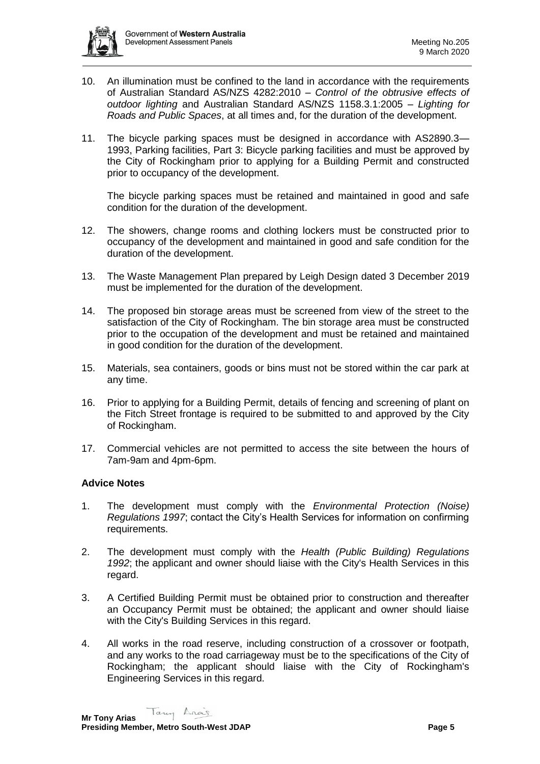10. An illumination must be confined to the land in accordance with the requirements of Australian Standard AS/NZS 4282:2010 – *Control of the obtrusive effects of outdoor lighting* and Australian Standard AS/NZS 1158.3.1:2005 – *Lighting for Roads and Public Spaces*, at all times and, for the duration of the development.

11. The bicycle parking spaces must be designed in accordance with AS2890.3—1993, Parking facilities, Part 3: Bicycle parking facilities and must be approved by the City of Rockingham prior to applying for a Building Permit and constructed prior to occupancy of the development.

    The bicycle parking spaces must be retained and maintained in good and safe condition for the duration of the development.

12. The showers, change rooms and clothing lockers must be constructed prior to occupancy of the development and maintained in good and safe condition for the duration of the development.

13. The Waste Management Plan prepared by Leigh Design dated 3 December 2019 must be implemented for the duration of the development.

14. The proposed bin storage areas must be screened from view of the street to the satisfaction of the City of Rockingham. The bin storage area must be constructed prior to the occupation of the development and must be retained and maintained in good condition for the duration of the development.

15. Materials, sea containers, goods or bins must not be stored within the car park at any time.

16. Prior to applying for a Building Permit, details of fencing and screening of plant on the Fitch Street frontage is required to be submitted to and approved by the City of Rockingham.

17. Commercial vehicles are not permitted to access the site between the hours of 7am-9am and 4pm-6pm.

**Advice Notes**

1. The development must comply with the *Environmental Protection (Noise) Regulations 1997*; contact the City's Health Services for information on confirming requirements.

2. The development must comply with the *Health (Public Building) Regulations 1992*; the applicant and owner should liaise with the City's Health Services in this regard.

3. A Certified Building Permit must be obtained prior to construction and thereafter an Occupancy Permit must be obtained; the applicant and owner should liaise with the City's Building Services in this regard.

4. All works in the road reserve, including construction of a crossover or footpath, and any works to the road carriageway must be to the specifications of the City of Rockingham; the applicant should liaise with the City of Rockingham's Engineering Services in this regard.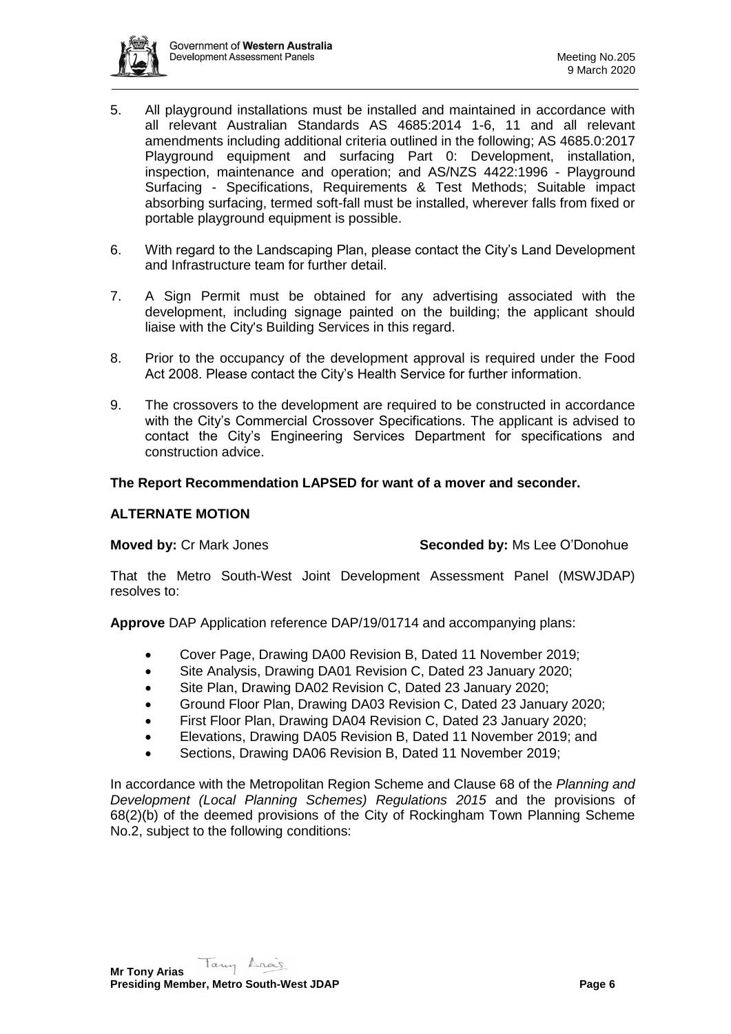5. All playground installations must be installed and maintained in accordance with all relevant Australian Standards AS 4685:2014 1-6, 11 and all relevant amendments including additional criteria outlined in the following; AS 4685.0:2017 Playground equipment and surfacing Part 0: Development, installation, inspection, maintenance and operation; and AS/NZS 4422:1996 - Playground Surfacing - Specifications, Requirements & Test Methods; Suitable impact absorbing surfacing, termed soft-fall must be installed, wherever falls from fixed or portable playground equipment is possible.

6. With regard to the Landscaping Plan, please contact the City's Land Development and Infrastructure team for further detail.

7. A Sign Permit must be obtained for any advertising associated with the development, including signage painted on the building; the applicant should liaise with the City's Building Services in this regard.

8. Prior to the occupancy of the development approval is required under the Food Act 2008. Please contact the City's Health Service for further information.

9. The crossovers to the development are required to be constructed in accordance with the City's Commercial Crossover Specifications. The applicant is advised to contact the City's Engineering Services Department for specifications and construction advice.

**The Report Recommendation LAPSED for want of a mover and seconder.**

**ALTERNATE MOTION**

**Moved by:** Cr Mark Jones **Seconded by:** Ms Lee O'Donohue

That the Metro South-West Joint Development Assessment Panel (MSWJDAP) resolves to:

**Approve** DAP Application reference DAP/19/01714 and accompanying plans:

- Cover Page, Drawing DA00 Revision B, Dated 11 November 2019;
- Site Analysis, Drawing DA01 Revision C, Dated 23 January 2020;
- Site Plan, Drawing DA02 Revision C, Dated 23 January 2020;
- Ground Floor Plan, Drawing DA03 Revision C, Dated 23 January 2020;
- First Floor Plan, Drawing DA04 Revision C, Dated 23 January 2020;
- Elevations, Drawing DA05 Revision B, Dated 11 November 2019; and
- Sections, Drawing DA06 Revision B, Dated 11 November 2019;

In accordance with the Metropolitan Region Scheme and Clause 68 of the *Planning and Development (Local Planning Schemes) Regulations 2015* and the provisions of 68(2)(b) of the deemed provisions of the City of Rockingham Town Planning Scheme No.2, subject to the following conditions: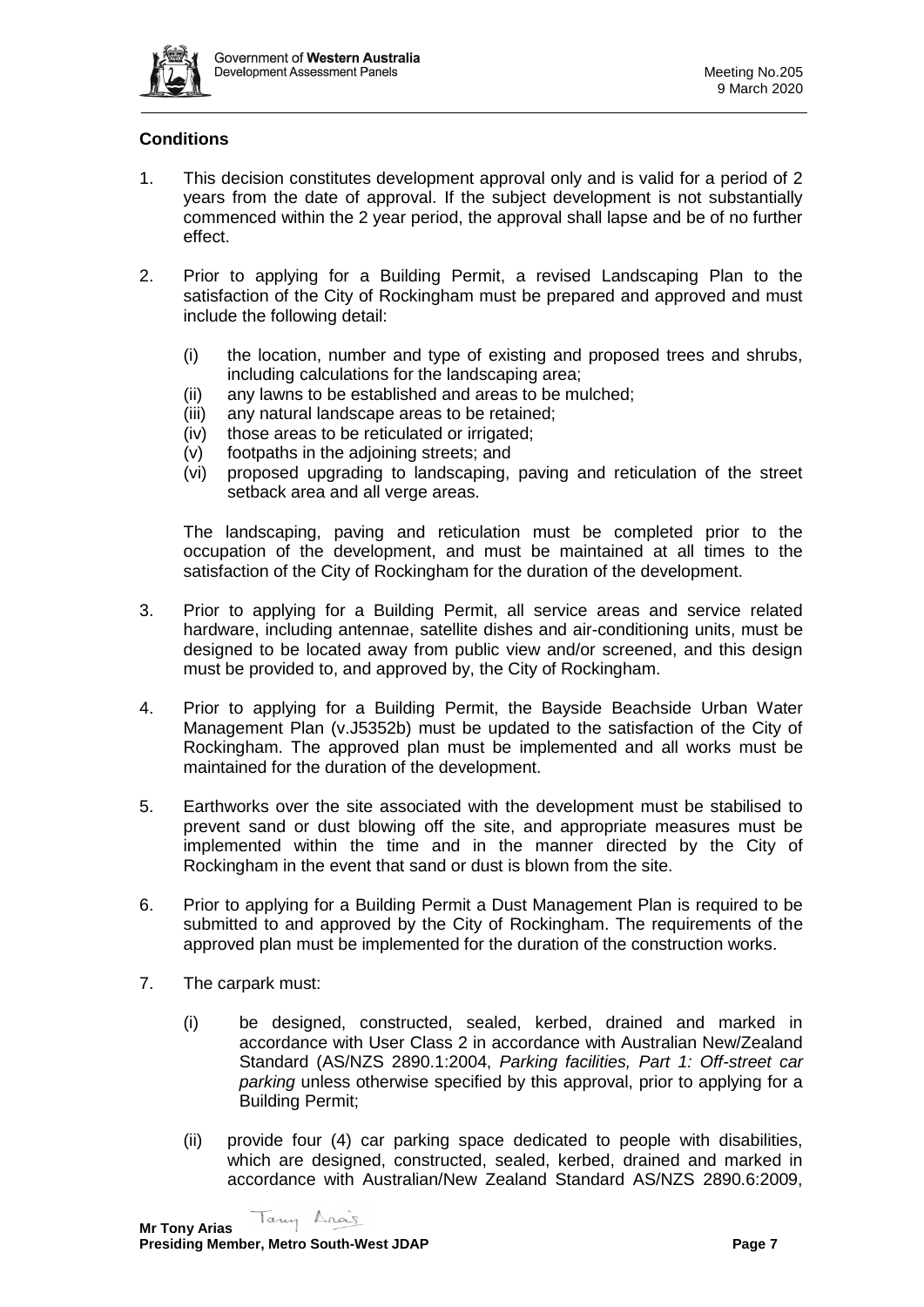**Conditions**

1. This decision constitutes development approval only and is valid for a period of 2 years from the date of approval. If the subject development is not substantially commenced within the 2 year period, the approval shall lapse and be of no further effect.

2. Prior to applying for a Building Permit, a revised Landscaping Plan to the satisfaction of the City of Rockingham must be prepared and approved and must include the following detail:

   (i) the location, number and type of existing and proposed trees and shrubs, including calculations for the landscaping area;
   (ii) any lawns to be established and areas to be mulched;
   (iii) any natural landscape areas to be retained;
   (iv) those areas to be reticulated or irrigated;
   (v) footpaths in the adjoining streets; and
   (vi) proposed upgrading to landscaping, paving and reticulation of the street setback area and all verge areas.

   The landscaping, paving and reticulation must be completed prior to the occupation of the development, and must be maintained at all times to the satisfaction of the City of Rockingham for the duration of the development.

3. Prior to applying for a Building Permit, all service areas and service related hardware, including antennae, satellite dishes and air-conditioning units, must be designed to be located away from public view and/or screened, and this design must be provided to, and approved by, the City of Rockingham.

4. Prior to applying for a Building Permit, the Bayside Beachside Urban Water Management Plan (v.J5352b) must be updated to the satisfaction of the City of Rockingham. The approved plan must be implemented and all works must be maintained for the duration of the development.

5. Earthworks over the site associated with the development must be stabilised to prevent sand or dust blowing off the site, and appropriate measures must be implemented within the time and in the manner directed by the City of Rockingham in the event that sand or dust is blown from the site.

6. Prior to applying for a Building Permit a Dust Management Plan is required to be submitted to and approved by the City of Rockingham. The requirements of the approved plan must be implemented for the duration of the construction works.

7. The carpark must:

   (i) be designed, constructed, sealed, kerbed, drained and marked in accordance with User Class 2 in accordance with Australian New/Zealand Standard (AS/NZS 2890.1:2004, *Parking facilities, Part 1: Off-street car parking* unless otherwise specified by this approval, prior to applying for a Building Permit;

   (ii) provide four (4) car parking space dedicated to people with disabilities, which are designed, constructed, sealed, kerbed, drained and marked in accordance with Australian/New Zealand Standard AS/NZS 2890.6:2009,

**Mr Tony Arias**
**Presiding Member, Metro South-West JDAP**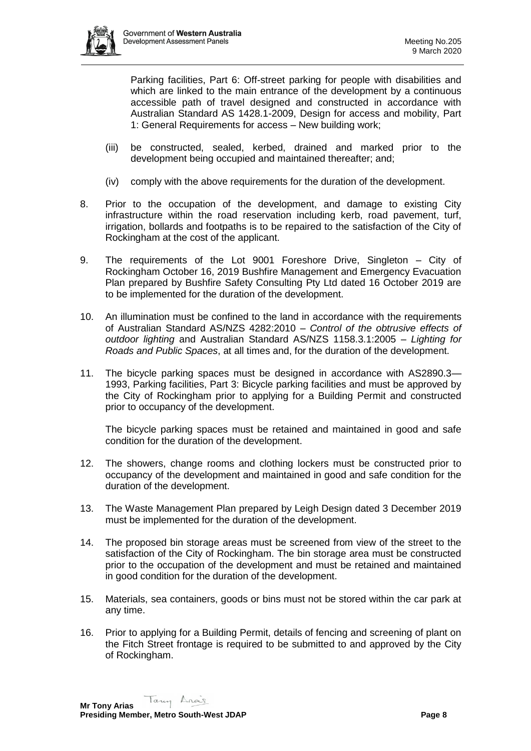Parking facilities, Part 6: Off-street parking for people with disabilities and which are linked to the main entrance of the development by a continuous accessible path of travel designed and constructed in accordance with Australian Standard AS 1428.1-2009, Design for access and mobility, Part 1: General Requirements for access – New building work;

(iii) be constructed, sealed, kerbed, drained and marked prior to the development being occupied and maintained thereafter; and;

(iv) comply with the above requirements for the duration of the development.

8. Prior to the occupation of the development, and damage to existing City infrastructure within the road reservation including kerb, road pavement, turf, irrigation, bollards and footpaths is to be repaired to the satisfaction of the City of Rockingham at the cost of the applicant.

9. The requirements of the Lot 9001 Foreshore Drive, Singleton – City of Rockingham October 16, 2019 Bushfire Management and Emergency Evacuation Plan prepared by Bushfire Safety Consulting Pty Ltd dated 16 October 2019 are to be implemented for the duration of the development.

10. An illumination must be confined to the land in accordance with the requirements of Australian Standard AS/NZS 4282:2010 – *Control of the obtrusive effects of outdoor lighting* and Australian Standard AS/NZS 1158.3.1:2005 – *Lighting for Roads and Public Spaces*, at all times and, for the duration of the development.

11. The bicycle parking spaces must be designed in accordance with AS2890.3—1993, Parking facilities, Part 3: Bicycle parking facilities and must be approved by the City of Rockingham prior to applying for a Building Permit and constructed prior to occupancy of the development.

    The bicycle parking spaces must be retained and maintained in good and safe condition for the duration of the development.

12. The showers, change rooms and clothing lockers must be constructed prior to occupancy of the development and maintained in good and safe condition for the duration of the development.

13. The Waste Management Plan prepared by Leigh Design dated 3 December 2019 must be implemented for the duration of the development.

14. The proposed bin storage areas must be screened from view of the street to the satisfaction of the City of Rockingham. The bin storage area must be constructed prior to the occupation of the development and must be retained and maintained in good condition for the duration of the development.

15. Materials, sea containers, goods or bins must not be stored within the car park at any time.

16. Prior to applying for a Building Permit, details of fencing and screening of plant on the Fitch Street frontage is required to be submitted to and approved by the City of Rockingham.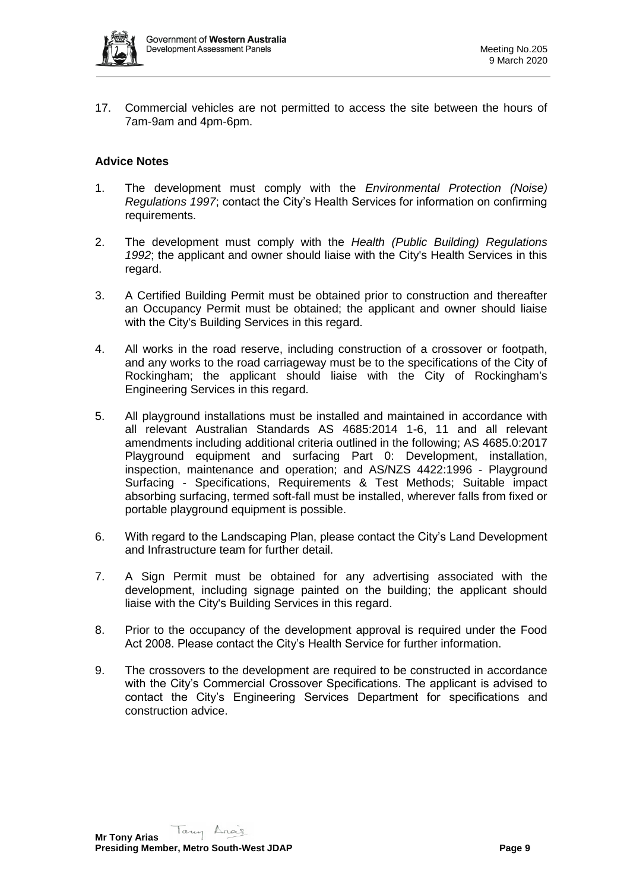17. Commercial vehicles are not permitted to access the site between the hours of 7am-9am and 4pm-6pm.

**Advice Notes**

1. The development must comply with the *Environmental Protection (Noise) Regulations 1997*; contact the City's Health Services for information on confirming requirements.

2. The development must comply with the *Health (Public Building) Regulations 1992*; the applicant and owner should liaise with the City's Health Services in this regard.

3. A Certified Building Permit must be obtained prior to construction and thereafter an Occupancy Permit must be obtained; the applicant and owner should liaise with the City's Building Services in this regard.

4. All works in the road reserve, including construction of a crossover or footpath, and any works to the road carriageway must be to the specifications of the City of Rockingham; the applicant should liaise with the City of Rockingham's Engineering Services in this regard.

5. All playground installations must be installed and maintained in accordance with all relevant Australian Standards AS 4685:2014 1-6, 11 and all relevant amendments including additional criteria outlined in the following; AS 4685.0:2017 Playground equipment and surfacing Part 0: Development, installation, inspection, maintenance and operation; and AS/NZS 4422:1996 - Playground Surfacing - Specifications, Requirements & Test Methods; Suitable impact absorbing surfacing, termed soft-fall must be installed, wherever falls from fixed or portable playground equipment is possible.

6. With regard to the Landscaping Plan, please contact the City's Land Development and Infrastructure team for further detail.

7. A Sign Permit must be obtained for any advertising associated with the development, including signage painted on the building; the applicant should liaise with the City's Building Services in this regard.

8. Prior to the occupancy of the development approval is required under the Food Act 2008. Please contact the City's Health Service for further information.

9. The crossovers to the development are required to be constructed in accordance with the City's Commercial Crossover Specifications. The applicant is advised to contact the City's Engineering Services Department for specifications and construction advice.

**Mr Tony Arias**
**Presiding Member, Metro South-West JDAP**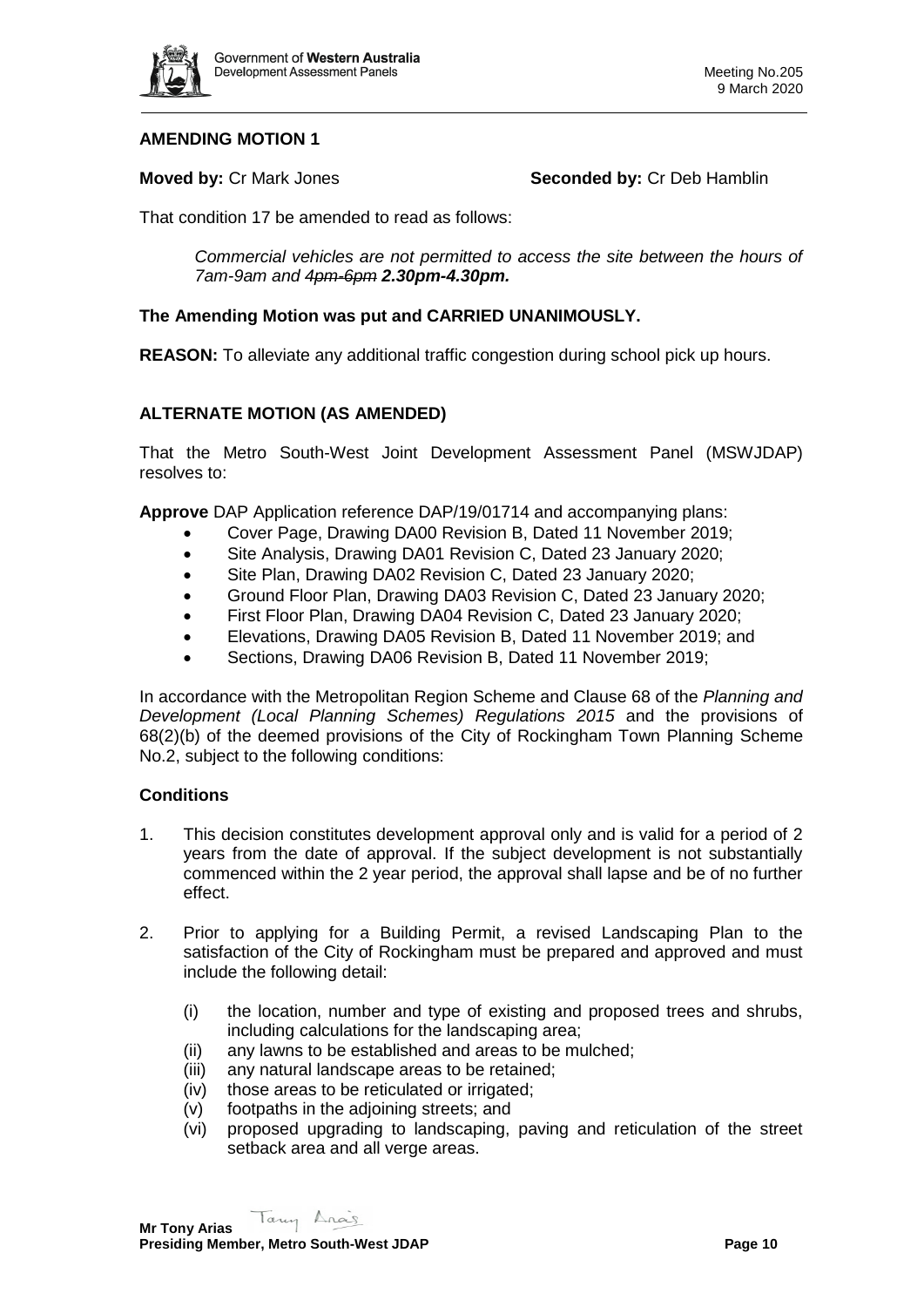**AMENDING MOTION 1**

**Moved by:** Cr Mark Jones **Seconded by:** Cr Deb Hamblin

That condition 17 be amended to read as follows:

> *Commercial vehicles are not permitted to access the site between the hours of 7am-9am and ~~4pm-6pm~~ **2.30pm-4.30pm.***

**The Amending Motion was put and CARRIED UNANIMOUSLY.**

**REASON:** To alleviate any additional traffic congestion during school pick up hours.

**ALTERNATE MOTION (AS AMENDED)**

That the Metro South-West Joint Development Assessment Panel (MSWJDAP) resolves to:

**Approve** DAP Application reference DAP/19/01714 and accompanying plans:

- Cover Page, Drawing DA00 Revision B, Dated 11 November 2019;
- Site Analysis, Drawing DA01 Revision C, Dated 23 January 2020;
- Site Plan, Drawing DA02 Revision C, Dated 23 January 2020;
- Ground Floor Plan, Drawing DA03 Revision C, Dated 23 January 2020;
- First Floor Plan, Drawing DA04 Revision C, Dated 23 January 2020;
- Elevations, Drawing DA05 Revision B, Dated 11 November 2019; and
- Sections, Drawing DA06 Revision B, Dated 11 November 2019;

In accordance with the Metropolitan Region Scheme and Clause 68 of the *Planning and Development (Local Planning Schemes) Regulations 2015* and the provisions of 68(2)(b) of the deemed provisions of the City of Rockingham Town Planning Scheme No.2, subject to the following conditions:

**Conditions**

1. This decision constitutes development approval only and is valid for a period of 2 years from the date of approval. If the subject development is not substantially commenced within the 2 year period, the approval shall lapse and be of no further effect.

2. Prior to applying for a Building Permit, a revised Landscaping Plan to the satisfaction of the City of Rockingham must be prepared and approved and must include the following detail:

   (i) the location, number and type of existing and proposed trees and shrubs, including calculations for the landscaping area;
   (ii) any lawns to be established and areas to be mulched;
   (iii) any natural landscape areas to be retained;
   (iv) those areas to be reticulated or irrigated;
   (v) footpaths in the adjoining streets; and
   (vi) proposed upgrading to landscaping, paving and reticulation of the street setback area and all verge areas.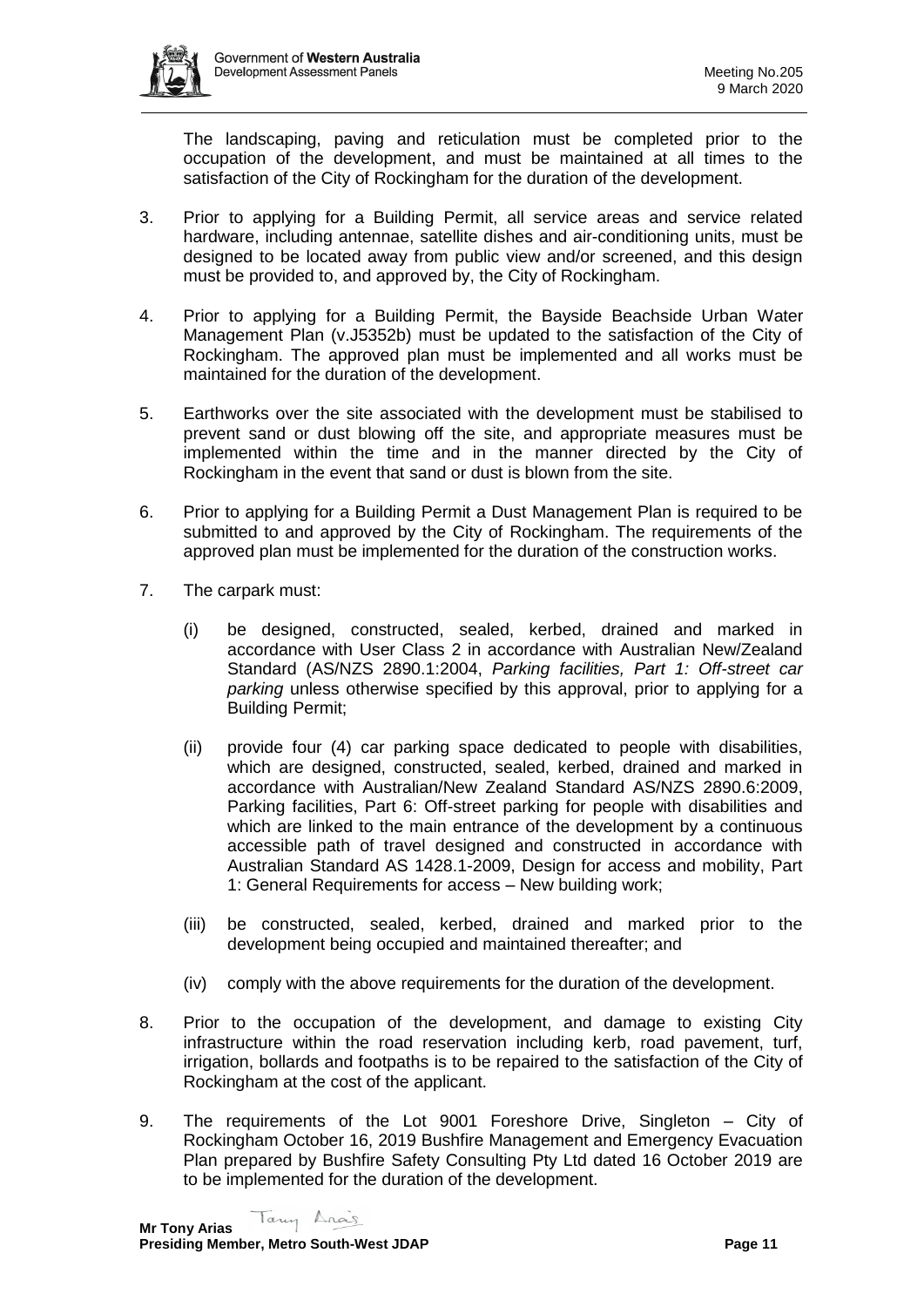The landscaping, paving and reticulation must be completed prior to the occupation of the development, and must be maintained at all times to the satisfaction of the City of Rockingham for the duration of the development.

3. Prior to applying for a Building Permit, all service areas and service related hardware, including antennae, satellite dishes and air-conditioning units, must be designed to be located away from public view and/or screened, and this design must be provided to, and approved by, the City of Rockingham.

4. Prior to applying for a Building Permit, the Bayside Beachside Urban Water Management Plan (v.J5352b) must be updated to the satisfaction of the City of Rockingham. The approved plan must be implemented and all works must be maintained for the duration of the development.

5. Earthworks over the site associated with the development must be stabilised to prevent sand or dust blowing off the site, and appropriate measures must be implemented within the time and in the manner directed by the City of Rockingham in the event that sand or dust is blown from the site.

6. Prior to applying for a Building Permit a Dust Management Plan is required to be submitted to and approved by the City of Rockingham. The requirements of the approved plan must be implemented for the duration of the construction works.

7. The carpark must:

   (i) be designed, constructed, sealed, kerbed, drained and marked in accordance with User Class 2 in accordance with Australian New/Zealand Standard (AS/NZS 2890.1:2004, *Parking facilities, Part 1: Off-street car parking* unless otherwise specified by this approval, prior to applying for a Building Permit;

   (ii) provide four (4) car parking space dedicated to people with disabilities, which are designed, constructed, sealed, kerbed, drained and marked in accordance with Australian/New Zealand Standard AS/NZS 2890.6:2009, Parking facilities, Part 6: Off-street parking for people with disabilities and which are linked to the main entrance of the development by a continuous accessible path of travel designed and constructed in accordance with Australian Standard AS 1428.1-2009, Design for access and mobility, Part 1: General Requirements for access – New building work;

   (iii) be constructed, sealed, kerbed, drained and marked prior to the development being occupied and maintained thereafter; and

   (iv) comply with the above requirements for the duration of the development.

8. Prior to the occupation of the development, and damage to existing City infrastructure within the road reservation including kerb, road pavement, turf, irrigation, bollards and footpaths is to be repaired to the satisfaction of the City of Rockingham at the cost of the applicant.

9. The requirements of the Lot 9001 Foreshore Drive, Singleton – City of Rockingham October 16, 2019 Bushfire Management and Emergency Evacuation Plan prepared by Bushfire Safety Consulting Pty Ltd dated 16 October 2019 are to be implemented for the duration of the development.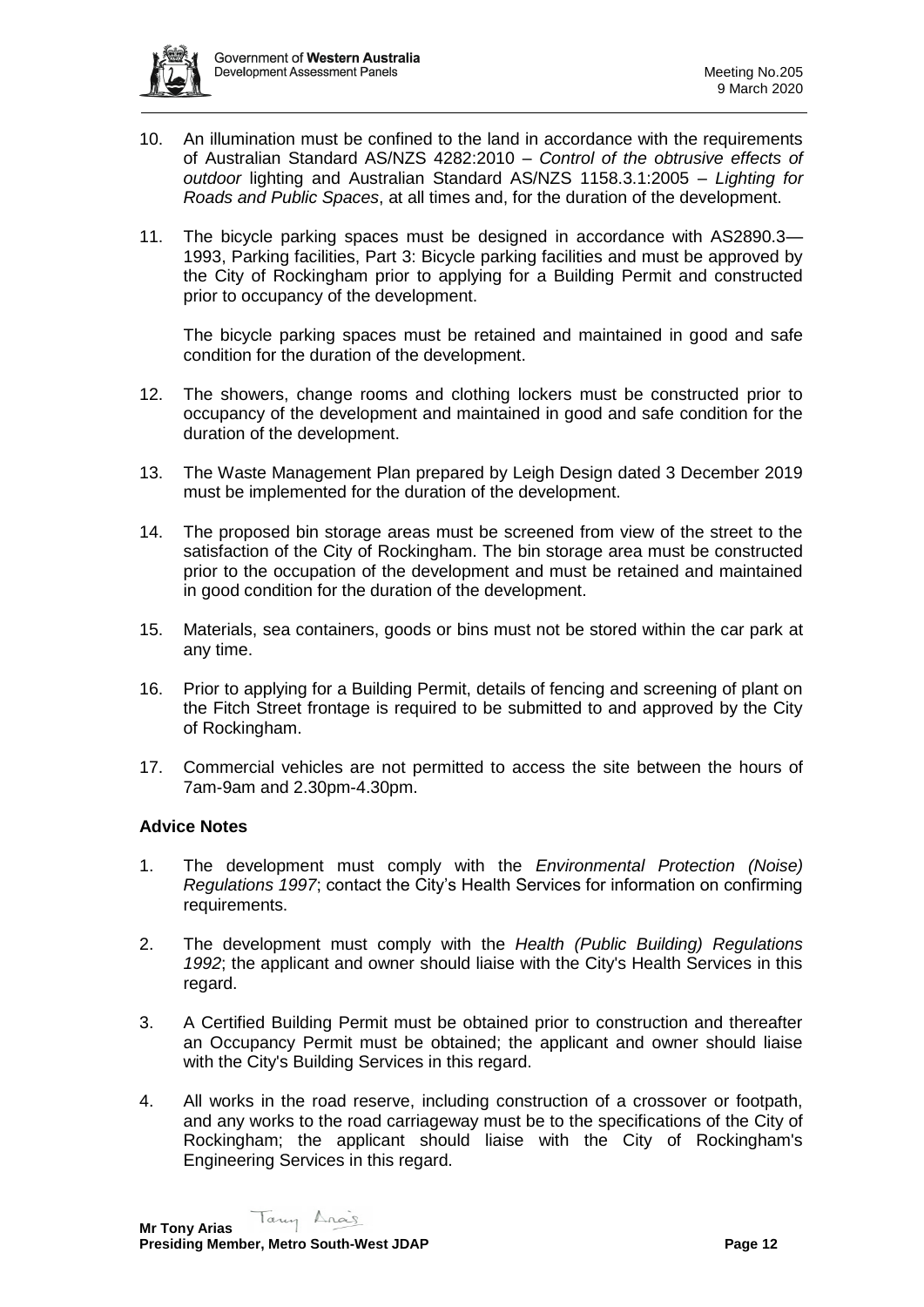10. An illumination must be confined to the land in accordance with the requirements of Australian Standard AS/NZS 4282:2010 – *Control of the obtrusive effects of outdoor* lighting and Australian Standard AS/NZS 1158.3.1:2005 – *Lighting for Roads and Public Spaces*, at all times and, for the duration of the development.

11. The bicycle parking spaces must be designed in accordance with AS2890.3—1993, Parking facilities, Part 3: Bicycle parking facilities and must be approved by the City of Rockingham prior to applying for a Building Permit and constructed prior to occupancy of the development.

    The bicycle parking spaces must be retained and maintained in good and safe condition for the duration of the development.

12. The showers, change rooms and clothing lockers must be constructed prior to occupancy of the development and maintained in good and safe condition for the duration of the development.

13. The Waste Management Plan prepared by Leigh Design dated 3 December 2019 must be implemented for the duration of the development.

14. The proposed bin storage areas must be screened from view of the street to the satisfaction of the City of Rockingham. The bin storage area must be constructed prior to the occupation of the development and must be retained and maintained in good condition for the duration of the development.

15. Materials, sea containers, goods or bins must not be stored within the car park at any time.

16. Prior to applying for a Building Permit, details of fencing and screening of plant on the Fitch Street frontage is required to be submitted to and approved by the City of Rockingham.

17. Commercial vehicles are not permitted to access the site between the hours of 7am-9am and 2.30pm-4.30pm.

**Advice Notes**

1. The development must comply with the *Environmental Protection (Noise) Regulations 1997*; contact the City's Health Services for information on confirming requirements.

2. The development must comply with the *Health (Public Building) Regulations 1992*; the applicant and owner should liaise with the City's Health Services in this regard.

3. A Certified Building Permit must be obtained prior to construction and thereafter an Occupancy Permit must be obtained; the applicant and owner should liaise with the City's Building Services in this regard.

4. All works in the road reserve, including construction of a crossover or footpath, and any works to the road carriageway must be to the specifications of the City of Rockingham; the applicant should liaise with the City of Rockingham's Engineering Services in this regard.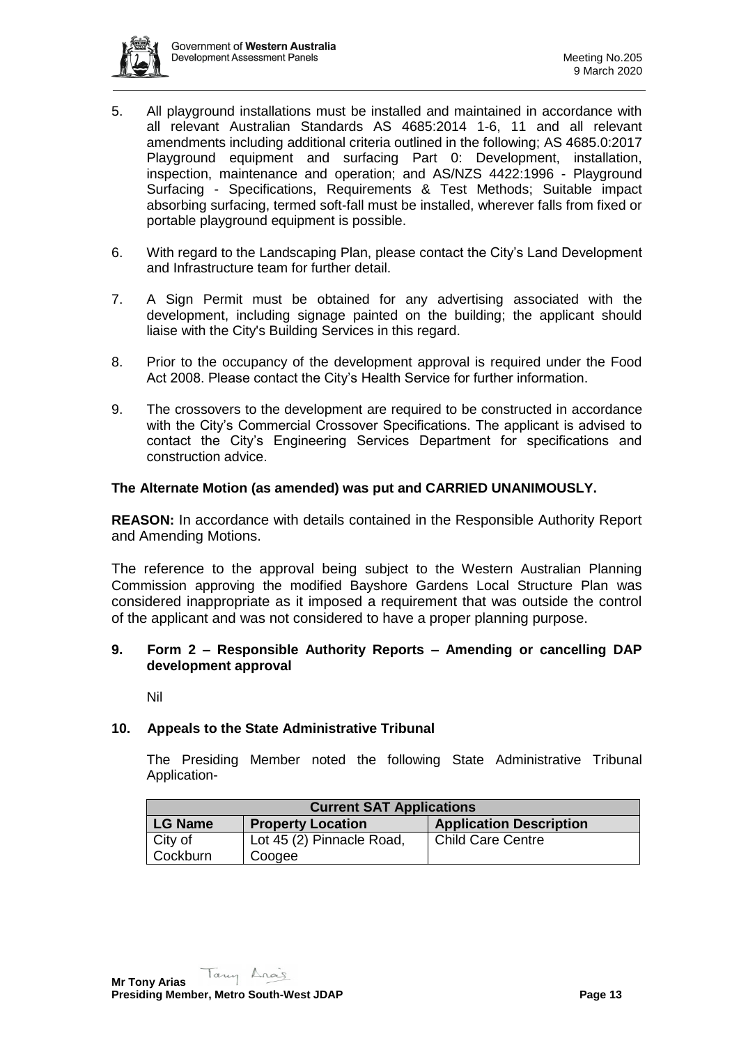5. All playground installations must be installed and maintained in accordance with all relevant Australian Standards AS 4685:2014 1-6, 11 and all relevant amendments including additional criteria outlined in the following; AS 4685.0:2017 Playground equipment and surfacing Part 0: Development, installation, inspection, maintenance and operation; and AS/NZS 4422:1996 - Playground Surfacing - Specifications, Requirements & Test Methods; Suitable impact absorbing surfacing, termed soft-fall must be installed, wherever falls from fixed or portable playground equipment is possible.

6. With regard to the Landscaping Plan, please contact the City's Land Development and Infrastructure team for further detail.

7. A Sign Permit must be obtained for any advertising associated with the development, including signage painted on the building; the applicant should liaise with the City's Building Services in this regard.

8. Prior to the occupancy of the development approval is required under the Food Act 2008. Please contact the City's Health Service for further information.

9. The crossovers to the development are required to be constructed in accordance with the City's Commercial Crossover Specifications. The applicant is advised to contact the City's Engineering Services Department for specifications and construction advice.

**The Alternate Motion (as amended) was put and CARRIED UNANIMOUSLY.**

**REASON:** In accordance with details contained in the Responsible Authority Report and Amending Motions.

The reference to the approval being subject to the Western Australian Planning Commission approving the modified Bayshore Gardens Local Structure Plan was considered inappropriate as it imposed a requirement that was outside the control of the applicant and was not considered to have a proper planning purpose.

## 9. Form 2 – Responsible Authority Reports – Amending or cancelling DAP development approval

Nil

## 10. Appeals to the State Administrative Tribunal

The Presiding Member noted the following State Administrative Tribunal Application-

| Current SAT Applications | | |
|---|---|---|
| **LG Name** | **Property Location** | **Application Description** |
| City of Cockburn | Lot 45 (2) Pinnacle Road, Coogee | Child Care Centre |

**Mr Tony Arias**
**Presiding Member, Metro South-West JDAP**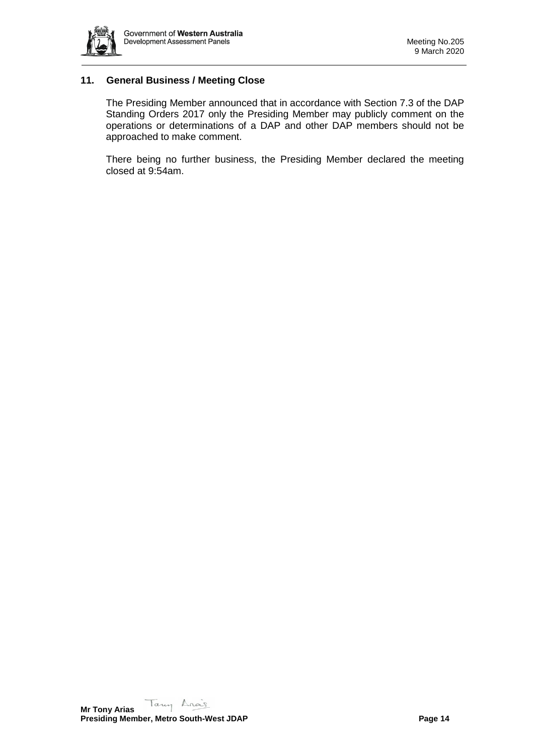## 11. General Business / Meeting Close

The Presiding Member announced that in accordance with Section 7.3 of the DAP Standing Orders 2017 only the Presiding Member may publicly comment on the operations or determinations of a DAP and other DAP members should not be approached to make comment.

There being no further business, the Presiding Member declared the meeting closed at 9:54am.